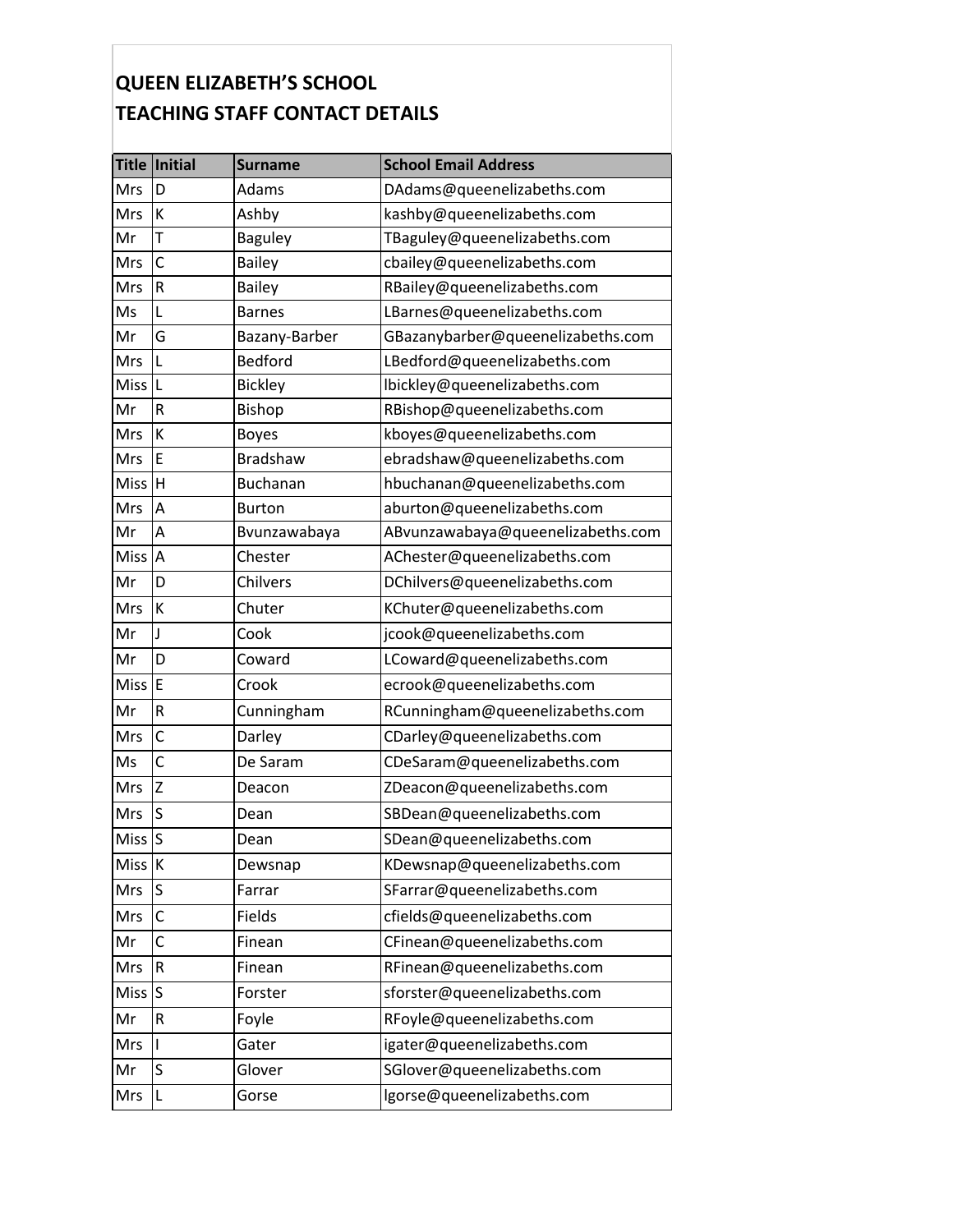# QUEEN ELIZABETH'S SCHOOL
# TEACHING STAFF CONTACT DETAILS

| Title | Initial | Surname | School Email Address |
|---|---|---|---|
| Mrs | D | Adams | DAdams@queenelizabeths.com |
| Mrs | K | Ashby | kashby@queenelizabeths.com |
| Mr | T | Baguley | TBaguley@queenelizabeths.com |
| Mrs | C | Bailey | cbailey@queenelizabeths.com |
| Mrs | R | Bailey | RBailey@queenelizabeths.com |
| Ms | L | Barnes | LBarnes@queenelizabeths.com |
| Mr | G | Bazany-Barber | GBazanybarber@queenelizabeths.com |
| Mrs | L | Bedford | LBedford@queenelizabeths.com |
| Miss | L | Bickley | lbickley@queenelizabeths.com |
| Mr | R | Bishop | RBishop@queenelizabeths.com |
| Mrs | K | Boyes | kboyes@queenelizabeths.com |
| Mrs | E | Bradshaw | ebradshaw@queenelizabeths.com |
| Miss | H | Buchanan | hbuchanan@queenelizabeths.com |
| Mrs | A | Burton | aburton@queenelizabeths.com |
| Mr | A | Bvunzawabaya | ABvunzawabaya@queenelizabeths.com |
| Miss | A | Chester | AChester@queenelizabeths.com |
| Mr | D | Chilvers | DChilvers@queenelizabeths.com |
| Mrs | K | Chuter | KChuter@queenelizabeths.com |
| Mr | J | Cook | jcook@queenelizabeths.com |
| Mr | D | Coward | LCoward@queenelizabeths.com |
| Miss | E | Crook | ecrook@queenelizabeths.com |
| Mr | R | Cunningham | RCunningham@queenelizabeths.com |
| Mrs | C | Darley | CDarley@queenelizabeths.com |
| Ms | C | De Saram | CDeSaram@queenelizabeths.com |
| Mrs | Z | Deacon | ZDeacon@queenelizabeths.com |
| Mrs | S | Dean | SBDean@queenelizabeths.com |
| Miss | S | Dean | SDean@queenelizabeths.com |
| Miss | K | Dewsnap | KDewsnap@queenelizabeths.com |
| Mrs | S | Farrar | SFarrar@queenelizabeths.com |
| Mrs | C | Fields | cfields@queenelizabeths.com |
| Mr | C | Finean | CFinean@queenelizabeths.com |
| Mrs | R | Finean | RFinean@queenelizabeths.com |
| Miss | S | Forster | sforster@queenelizabeths.com |
| Mr | R | Foyle | RFoyle@queenelizabeths.com |
| Mrs | I | Gater | igater@queenelizabeths.com |
| Mr | S | Glover | SGlover@queenelizabeths.com |
| Mrs | L | Gorse | lgorse@queenelizabeths.com |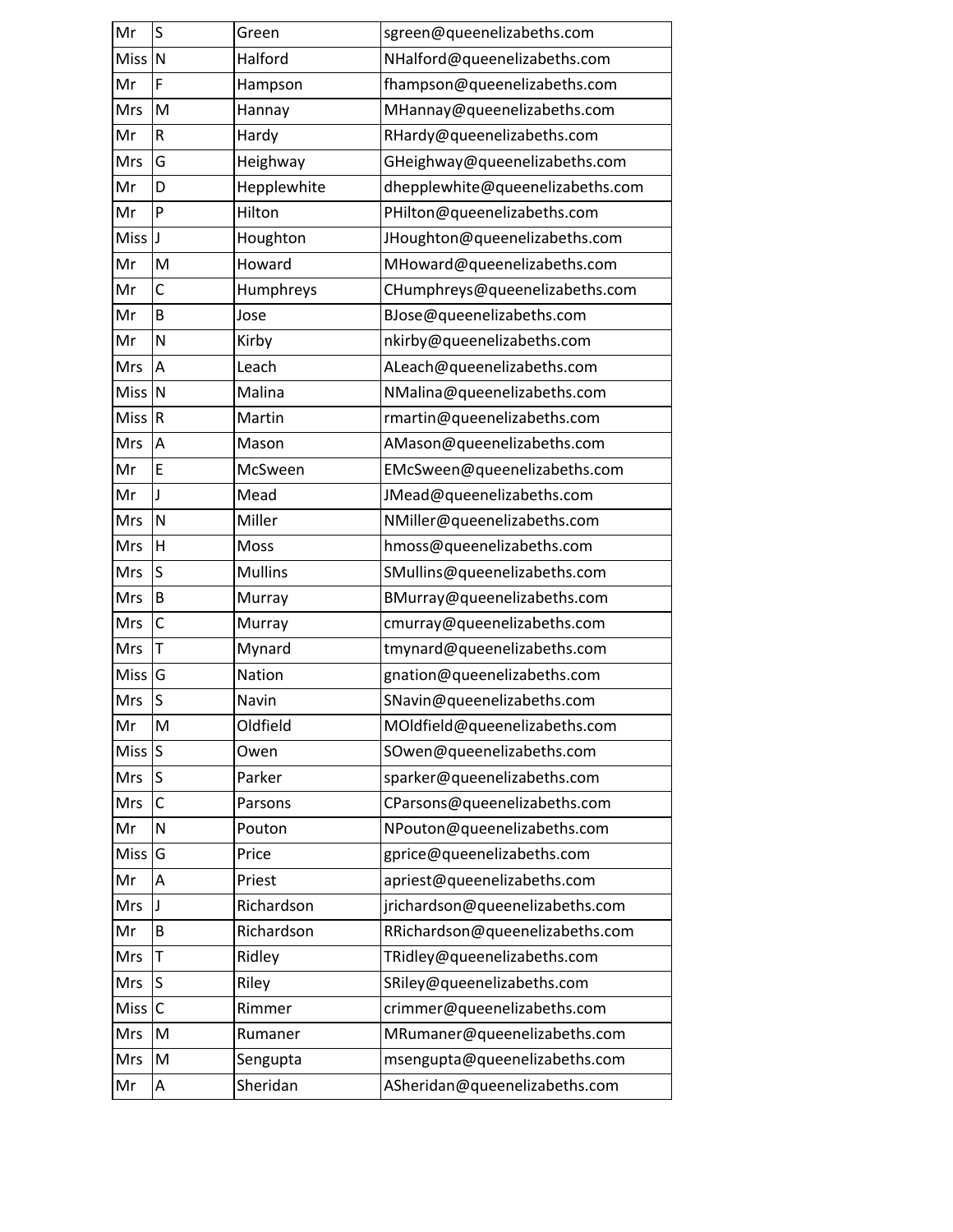| Mr | S | Green | sgreen@queenelizabeths.com |
|---|---|---|---|
| Miss | N | Halford | NHalford@queenelizabeths.com |
| Mr | F | Hampson | fhampson@queenelizabeths.com |
| Mrs | M | Hannay | MHannay@queenelizabeths.com |
| Mr | R | Hardy | RHardy@queenelizabeths.com |
| Mrs | G | Heighway | GHeighway@queenelizabeths.com |
| Mr | D | Hepplewhite | dhepplewhite@queenelizabeths.com |
| Mr | P | Hilton | PHilton@queenelizabeths.com |
| Miss | J | Houghton | JHoughton@queenelizabeths.com |
| Mr | M | Howard | MHoward@queenelizabeths.com |
| Mr | C | Humphreys | CHumphreys@queenelizabeths.com |
| Mr | B | Jose | BJose@queenelizabeths.com |
| Mr | N | Kirby | nkirby@queenelizabeths.com |
| Mrs | A | Leach | ALeach@queenelizabeths.com |
| Miss | N | Malina | NMalina@queenelizabeths.com |
| Miss | R | Martin | rmartin@queenelizabeths.com |
| Mrs | A | Mason | AMason@queenelizabeths.com |
| Mr | E | McSween | EMcSween@queenelizabeths.com |
| Mr | J | Mead | JMead@queenelizabeths.com |
| Mrs | N | Miller | NMiller@queenelizabeths.com |
| Mrs | H | Moss | hmoss@queenelizabeths.com |
| Mrs | S | Mullins | SMullins@queenelizabeths.com |
| Mrs | B | Murray | BMurray@queenelizabeths.com |
| Mrs | C | Murray | cmurray@queenelizabeths.com |
| Mrs | T | Mynard | tmynard@queenelizabeths.com |
| Miss | G | Nation | gnation@queenelizabeths.com |
| Mrs | S | Navin | SNavin@queenelizabeths.com |
| Mr | M | Oldfield | MOldfield@queenelizabeths.com |
| Miss | S | Owen | SOwen@queenelizabeths.com |
| Mrs | S | Parker | sparker@queenelizabeths.com |
| Mrs | C | Parsons | CParsons@queenelizabeths.com |
| Mr | N | Pouton | NPouton@queenelizabeths.com |
| Miss | G | Price | gprice@queenelizabeths.com |
| Mr | A | Priest | apriest@queenelizabeths.com |
| Mrs | J | Richardson | jrichardson@queenelizabeths.com |
| Mr | B | Richardson | RRichardson@queenelizabeths.com |
| Mrs | T | Ridley | TRidley@queenelizabeths.com |
| Mrs | S | Riley | SRiley@queenelizabeths.com |
| Miss | C | Rimmer | crimmer@queenelizabeths.com |
| Mrs | M | Rumaner | MRumaner@queenelizabeths.com |
| Mrs | M | Sengupta | msengupta@queenelizabeths.com |
| Mr | A | Sheridan | ASheridan@queenelizabeths.com |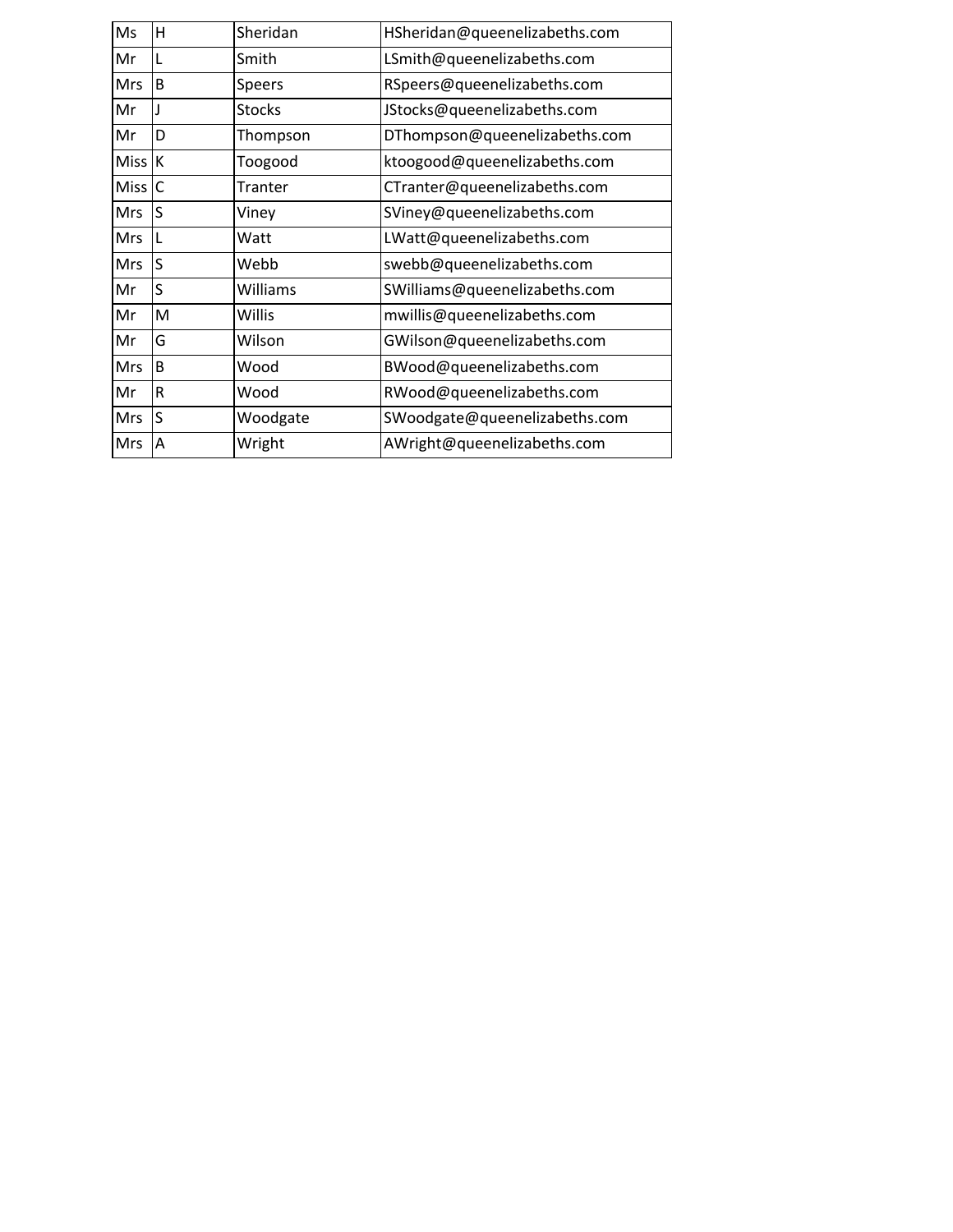| | | | |
|---|---|---|---|
| Ms | H | Sheridan | HSheridan@queenelizabeths.com |
| Mr | L | Smith | LSmith@queenelizabeths.com |
| Mrs | B | Speers | RSpeers@queenelizabeths.com |
| Mr | J | Stocks | JStocks@queenelizabeths.com |
| Mr | D | Thompson | DThompson@queenelizabeths.com |
| Miss | K | Toogood | ktoogood@queenelizabeths.com |
| Miss | C | Tranter | CTranter@queenelizabeths.com |
| Mrs | S | Viney | SViney@queenelizabeths.com |
| Mrs | L | Watt | LWatt@queenelizabeths.com |
| Mrs | S | Webb | swebb@queenelizabeths.com |
| Mr | S | Williams | SWilliams@queenelizabeths.com |
| Mr | M | Willis | mwillis@queenelizabeths.com |
| Mr | G | Wilson | GWilson@queenelizabeths.com |
| Mrs | B | Wood | BWood@queenelizabeths.com |
| Mr | R | Wood | RWood@queenelizabeths.com |
| Mrs | S | Woodgate | SWoodgate@queenelizabeths.com |
| Mrs | A | Wright | AWright@queenelizabeths.com |